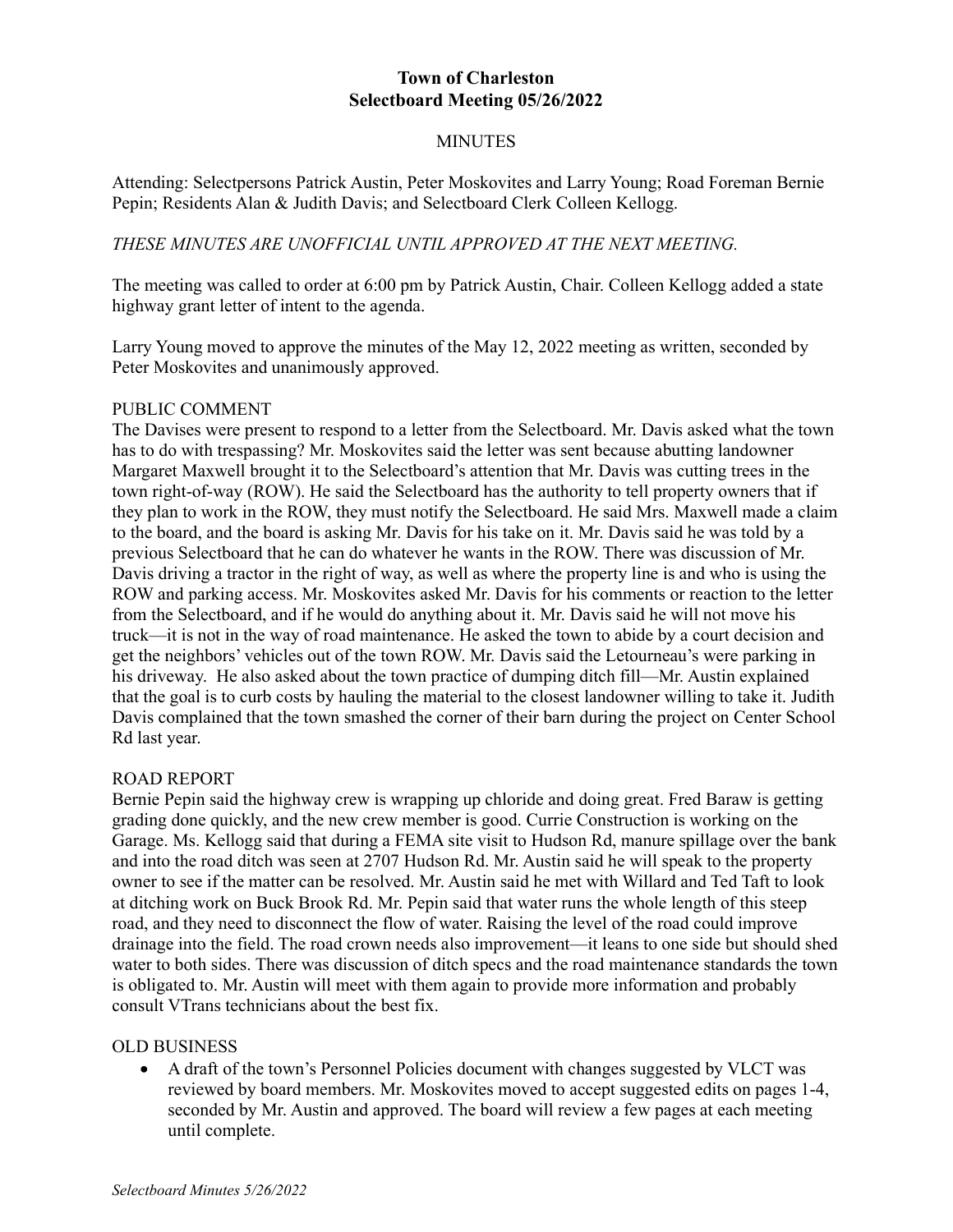# Town of Charleston
# Selectboard Meeting 05/26/2022

## MINUTES

Attending: Selectpersons Patrick Austin, Peter Moskovites and Larry Young; Road Foreman Bernie Pepin; Residents Alan & Judith Davis; and Selectboard Clerk Colleen Kellogg.

*THESE MINUTES ARE UNOFFICIAL UNTIL APPROVED AT THE NEXT MEETING.*

The meeting was called to order at 6:00 pm by Patrick Austin, Chair. Colleen Kellogg added a state highway grant letter of intent to the agenda.

Larry Young moved to approve the minutes of the May 12, 2022 meeting as written, seconded by Peter Moskovites and unanimously approved.

PUBLIC COMMENT

The Davises were present to respond to a letter from the Selectboard. Mr. Davis asked what the town has to do with trespassing? Mr. Moskovites said the letter was sent because abutting landowner Margaret Maxwell brought it to the Selectboard's attention that Mr. Davis was cutting trees in the town right-of-way (ROW). He said the Selectboard has the authority to tell property owners that if they plan to work in the ROW, they must notify the Selectboard. He said Mrs. Maxwell made a claim to the board, and the board is asking Mr. Davis for his take on it. Mr. Davis said he was told by a previous Selectboard that he can do whatever he wants in the ROW. There was discussion of Mr. Davis driving a tractor in the right of way, as well as where the property line is and who is using the ROW and parking access. Mr. Moskovites asked Mr. Davis for his comments or reaction to the letter from the Selectboard, and if he would do anything about it. Mr. Davis said he will not move his truck—it is not in the way of road maintenance. He asked the town to abide by a court decision and get the neighbors' vehicles out of the town ROW. Mr. Davis said the Letourneau's were parking in his driveway. He also asked about the town practice of dumping ditch fill—Mr. Austin explained that the goal is to curb costs by hauling the material to the closest landowner willing to take it. Judith Davis complained that the town smashed the corner of their barn during the project on Center School Rd last year.

ROAD REPORT

Bernie Pepin said the highway crew is wrapping up chloride and doing great. Fred Baraw is getting grading done quickly, and the new crew member is good. Currie Construction is working on the Garage. Ms. Kellogg said that during a FEMA site visit to Hudson Rd, manure spillage over the bank and into the road ditch was seen at 2707 Hudson Rd. Mr. Austin said he will speak to the property owner to see if the matter can be resolved. Mr. Austin said he met with Willard and Ted Taft to look at ditching work on Buck Brook Rd. Mr. Pepin said that water runs the whole length of this steep road, and they need to disconnect the flow of water. Raising the level of the road could improve drainage into the field. The road crown needs also improvement—it leans to one side but should shed water to both sides. There was discussion of ditch specs and the road maintenance standards the town is obligated to. Mr. Austin will meet with them again to provide more information and probably consult VTrans technicians about the best fix.

OLD BUSINESS

- A draft of the town's Personnel Policies document with changes suggested by VLCT was reviewed by board members. Mr. Moskovites moved to accept suggested edits on pages 1-4, seconded by Mr. Austin and approved. The board will review a few pages at each meeting until complete.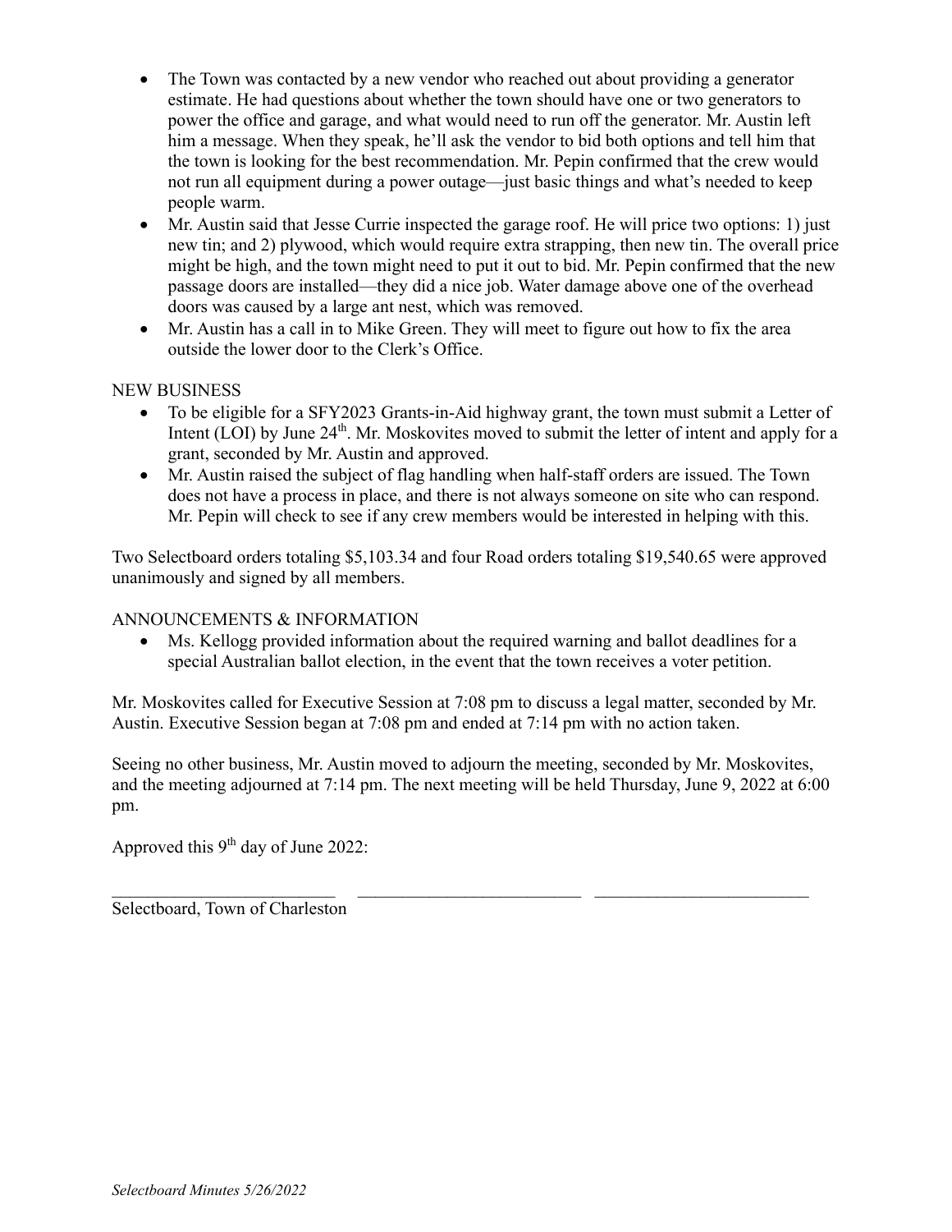- The Town was contacted by a new vendor who reached out about providing a generator estimate. He had questions about whether the town should have one or two generators to power the office and garage, and what would need to run off the generator. Mr. Austin left him a message. When they speak, he'll ask the vendor to bid both options and tell him that the town is looking for the best recommendation. Mr. Pepin confirmed that the crew would not run all equipment during a power outage—just basic things and what's needed to keep people warm.
- Mr. Austin said that Jesse Currie inspected the garage roof. He will price two options: 1) just new tin; and 2) plywood, which would require extra strapping, then new tin. The overall price might be high, and the town might need to put it out to bid. Mr. Pepin confirmed that the new passage doors are installed—they did a nice job. Water damage above one of the overhead doors was caused by a large ant nest, which was removed.
- Mr. Austin has a call in to Mike Green. They will meet to figure out how to fix the area outside the lower door to the Clerk's Office.

NEW BUSINESS

- To be eligible for a SFY2023 Grants-in-Aid highway grant, the town must submit a Letter of Intent (LOI) by June 24th. Mr. Moskovites moved to submit the letter of intent and apply for a grant, seconded by Mr. Austin and approved.
- Mr. Austin raised the subject of flag handling when half-staff orders are issued. The Town does not have a process in place, and there is not always someone on site who can respond. Mr. Pepin will check to see if any crew members would be interested in helping with this.

Two Selectboard orders totaling $5,103.34 and four Road orders totaling $19,540.65 were approved unanimously and signed by all members.

ANNOUNCEMENTS & INFORMATION

- Ms. Kellogg provided information about the required warning and ballot deadlines for a special Australian ballot election, in the event that the town receives a voter petition.

Mr. Moskovites called for Executive Session at 7:08 pm to discuss a legal matter, seconded by Mr. Austin. Executive Session began at 7:08 pm and ended at 7:14 pm with no action taken.

Seeing no other business, Mr. Austin moved to adjourn the meeting, seconded by Mr. Moskovites, and the meeting adjourned at 7:14 pm. The next meeting will be held Thursday, June 9, 2022 at 6:00 pm.

Approved this 9th day of June 2022:

_________________________ _________________________ _________________________

Selectboard, Town of Charleston